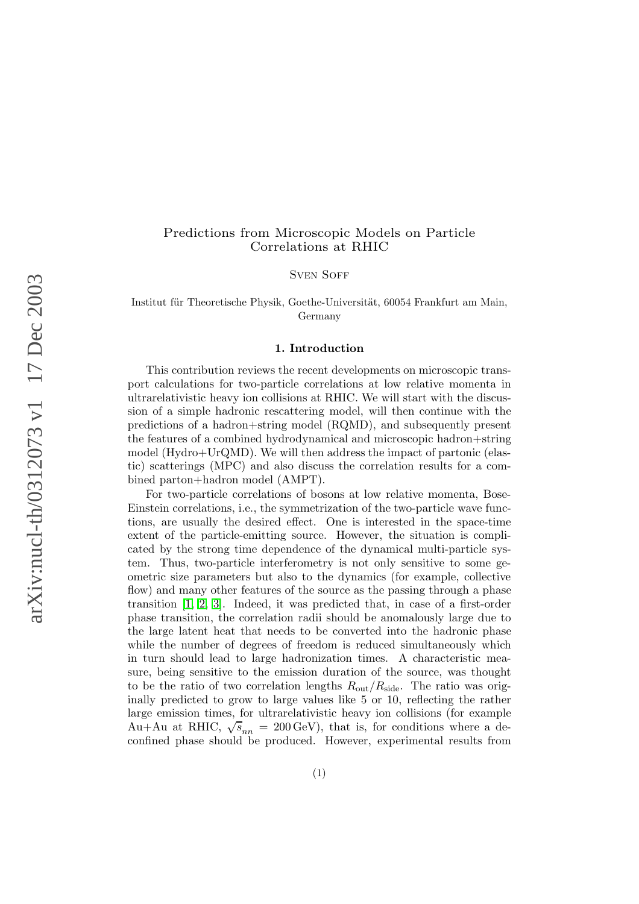# Predictions from Microscopic Models on Particle Correlations at RHIC

Sven Soff

Institut für Theoretische Physik, Goethe-Universität, 60054 Frankfurt am Main, Germany

## 1. Introduction

This contribution reviews the recent developments on microscopic transport calculations for two-particle correlations at low relative momenta in ultrarelativistic heavy ion collisions at RHIC. We will start with the discussion of a simple hadronic rescattering model, will then continue with the predictions of a hadron+string model (RQMD), and subsequently present the features of a combined hydrodynamical and microscopic hadron+string model (Hydro+UrQMD). We will then address the impact of partonic (elastic) scatterings (MPC) and also discuss the correlation results for a combined parton+hadron model (AMPT).

For two-particle correlations of bosons at low relative momenta, Bose-Einstein correlations, i.e., the symmetrization of the two-particle wave functions, are usually the desired effect. One is interested in the space-time extent of the particle-emitting source. However, the situation is complicated by the strong time dependence of the dynamical multi-particle system. Thus, two-particle interferometry is not only sensitive to some geometric size parameters but also to the dynamics (for example, collective flow) and many other features of the source as the passing through a phase transition [1, 2, 3]. Indeed, it was predicted that, in case of a first-order phase transition, the correlation radii should be anomalously large due to the large latent heat that needs to be converted into the hadronic phase while the number of degrees of freedom is reduced simultaneously which in turn should lead to large hadronization times. A characteristic measure, being sensitive to the emission duration of the source, was thought to be the ratio of two correlation lengths $R_{\rm out}/R_{\rm side}$. The ratio was originally predicted to grow to large values like 5 or 10, reflecting the rather large emission times, for ultrarelativistic heavy ion collisions (for example Au+Au at RHIC, $\sqrt{s_{nn}} = 200\,{\rm GeV}$), that is, for conditions where a deconfined phase should be produced. However, experimental results from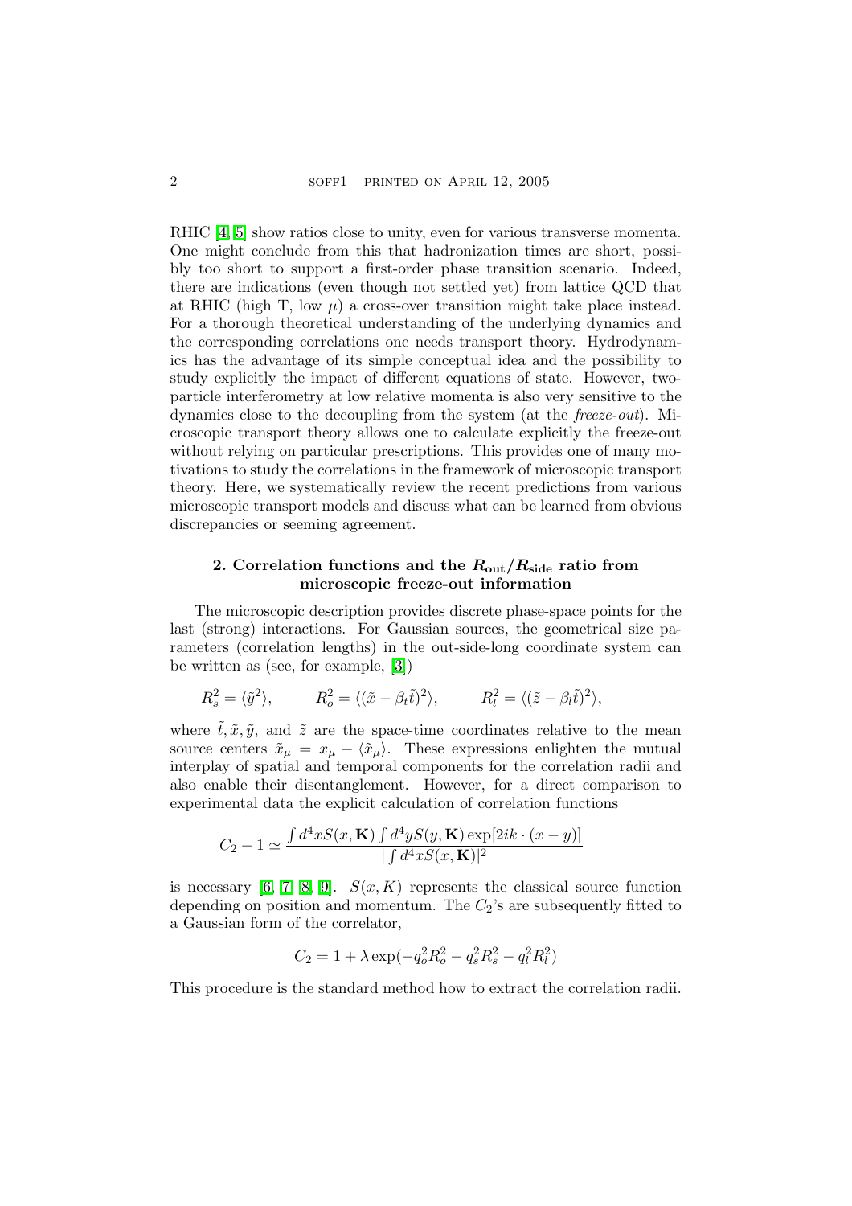RHIC [4, 5] show ratios close to unity, even for various transverse momenta. One might conclude from this that hadronization times are short, possibly too short to support a first-order phase transition scenario. Indeed, there are indications (even though not settled yet) from lattice QCD that at RHIC (high T, low $\mu$) a cross-over transition might take place instead. For a thorough theoretical understanding of the underlying dynamics and the corresponding correlations one needs transport theory. Hydrodynamics has the advantage of its simple conceptual idea and the possibility to study explicitly the impact of different equations of state. However, two-particle interferometry at low relative momenta is also very sensitive to the dynamics close to the decoupling from the system (at the *freeze-out*). Microscopic transport theory allows one to calculate explicitly the freeze-out without relying on particular prescriptions. This provides one of many motivations to study the correlations in the framework of microscopic transport theory. Here, we systematically review the recent predictions from various microscopic transport models and discuss what can be learned from obvious discrepancies or seeming agreement.

## 2. Correlation functions and the $R_{\rm out}/R_{\rm side}$ ratio from microscopic freeze-out information

The microscopic description provides discrete phase-space points for the last (strong) interactions. For Gaussian sources, the geometrical size parameters (correlation lengths) in the out-side-long coordinate system can be written as (see, for example, [3])

$$R_s^2 = \langle \tilde{y}^2 \rangle, \qquad R_o^2 = \langle (\tilde{x} - \beta_t \tilde{t})^2 \rangle, \qquad R_l^2 = \langle (\tilde{z} - \beta_l \tilde{t})^2 \rangle,$$

where $\tilde{t}, \tilde{x}, \tilde{y}$, and $\tilde{z}$ are the space-time coordinates relative to the mean source centers $\tilde{x}_\mu = x_\mu - \langle \tilde{x}_\mu \rangle$. These expressions enlighten the mutual interplay of spatial and temporal components for the correlation radii and also enable their disentanglement. However, for a direct comparison to experimental data the explicit calculation of correlation functions

$$C_2 - 1 \simeq \frac{\int d^4x S(x, \mathbf{K}) \int d^4y S(y, \mathbf{K}) \exp[2ik \cdot (x - y)]}{|\int d^4x S(x, \mathbf{K})|^2}$$

is necessary [6, 7, 8, 9]. $S(x, K)$ represents the classical source function depending on position and momentum. The $C_2$'s are subsequently fitted to a Gaussian form of the correlator,

$$C_2 = 1 + \lambda \exp(-q_o^2 R_o^2 - q_s^2 R_s^2 - q_l^2 R_l^2)$$

This procedure is the standard method how to extract the correlation radii.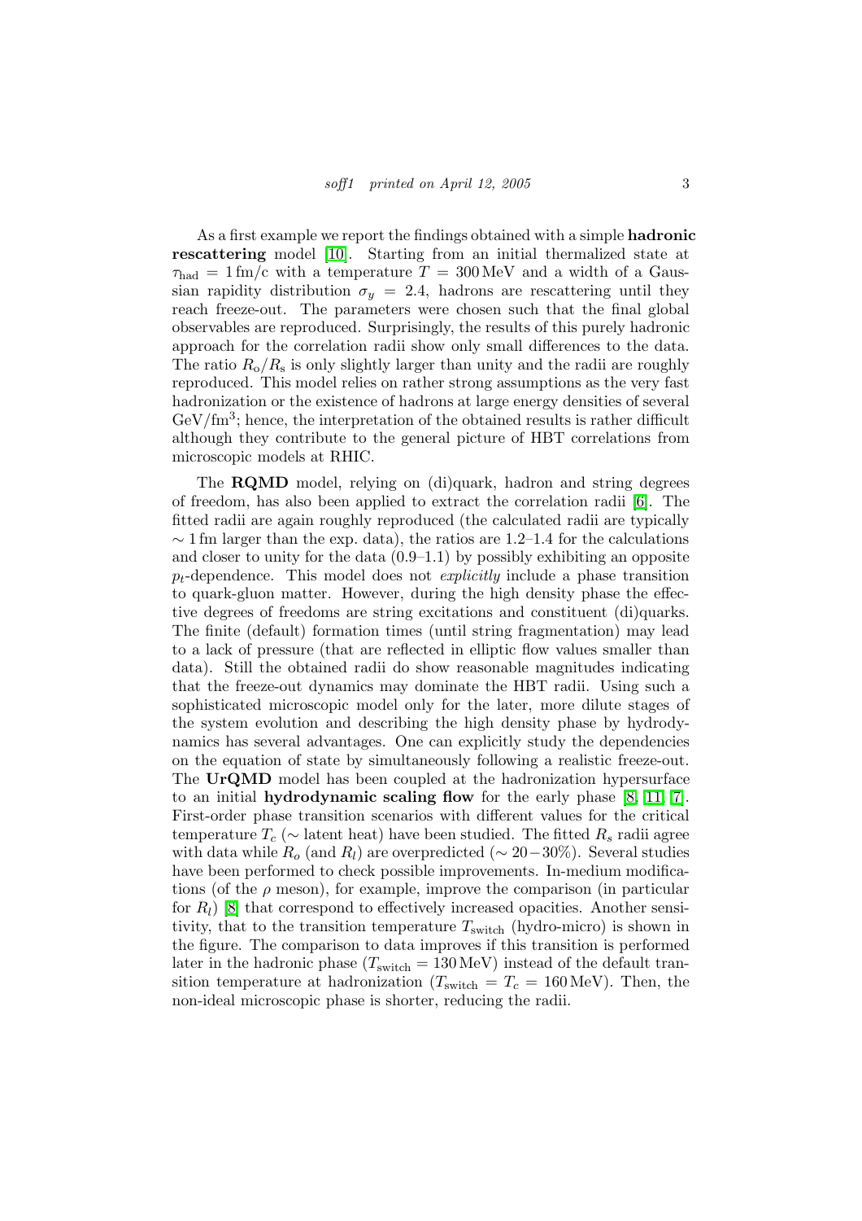As a first example we report the findings obtained with a simple **hadronic rescattering** model [10]. Starting from an initial thermalized state at $\tau_{\rm had} = 1\,{\rm fm/c}$ with a temperature $T = 300\,{\rm MeV}$ and a width of a Gaussian rapidity distribution $\sigma_y = 2.4$, hadrons are rescattering until they reach freeze-out. The parameters were chosen such that the final global observables are reproduced. Surprisingly, the results of this purely hadronic approach for the correlation radii show only small differences to the data. The ratio $R_{\rm o}/R_{\rm s}$ is only slightly larger than unity and the radii are roughly reproduced. This model relies on rather strong assumptions as the very fast hadronization or the existence of hadrons at large energy densities of several ${\rm GeV/fm^3}$; hence, the interpretation of the obtained results is rather difficult although they contribute to the general picture of HBT correlations from microscopic models at RHIC.

The **RQMD** model, relying on (di)quark, hadron and string degrees of freedom, has also been applied to extract the correlation radii [6]. The fitted radii are again roughly reproduced (the calculated radii are typically $\sim 1\,{\rm fm}$ larger than the exp. data), the ratios are 1.2–1.4 for the calculations and closer to unity for the data (0.9–1.1) by possibly exhibiting an opposite $p_t$-dependence. This model does not *explicitly* include a phase transition to quark-gluon matter. However, during the high density phase the effective degrees of freedoms are string excitations and constituent (di)quarks. The finite (default) formation times (until string fragmentation) may lead to a lack of pressure (that are reflected in elliptic flow values smaller than data). Still the obtained radii do show reasonable magnitudes indicating that the freeze-out dynamics may dominate the HBT radii. Using such a sophisticated microscopic model only for the later, more dilute stages of the system evolution and describing the high density phase by hydrodynamics has several advantages. One can explicitly study the dependencies on the equation of state by simultaneously following a realistic freeze-out. The **UrQMD** model has been coupled at the hadronization hypersurface to an initial **hydrodynamic scaling flow** for the early phase [8, 11, 7]. First-order phase transition scenarios with different values for the critical temperature $T_c$ ($\sim$ latent heat) have been studied. The fitted $R_s$ radii agree with data while $R_o$ (and $R_l$) are overpredicted ($\sim 20-30\%$). Several studies have been performed to check possible improvements. In-medium modifications (of the $\rho$ meson), for example, improve the comparison (in particular for $R_l$) [8] that correspond to effectively increased opacities. Another sensitivity, that to the transition temperature $T_{\rm switch}$ (hydro-micro) is shown in the figure. The comparison to data improves if this transition is performed later in the hadronic phase ($T_{\rm switch} = 130\,{\rm MeV}$) instead of the default transition temperature at hadronization ($T_{\rm switch} = T_c = 160\,{\rm MeV}$). Then, the non-ideal microscopic phase is shorter, reducing the radii.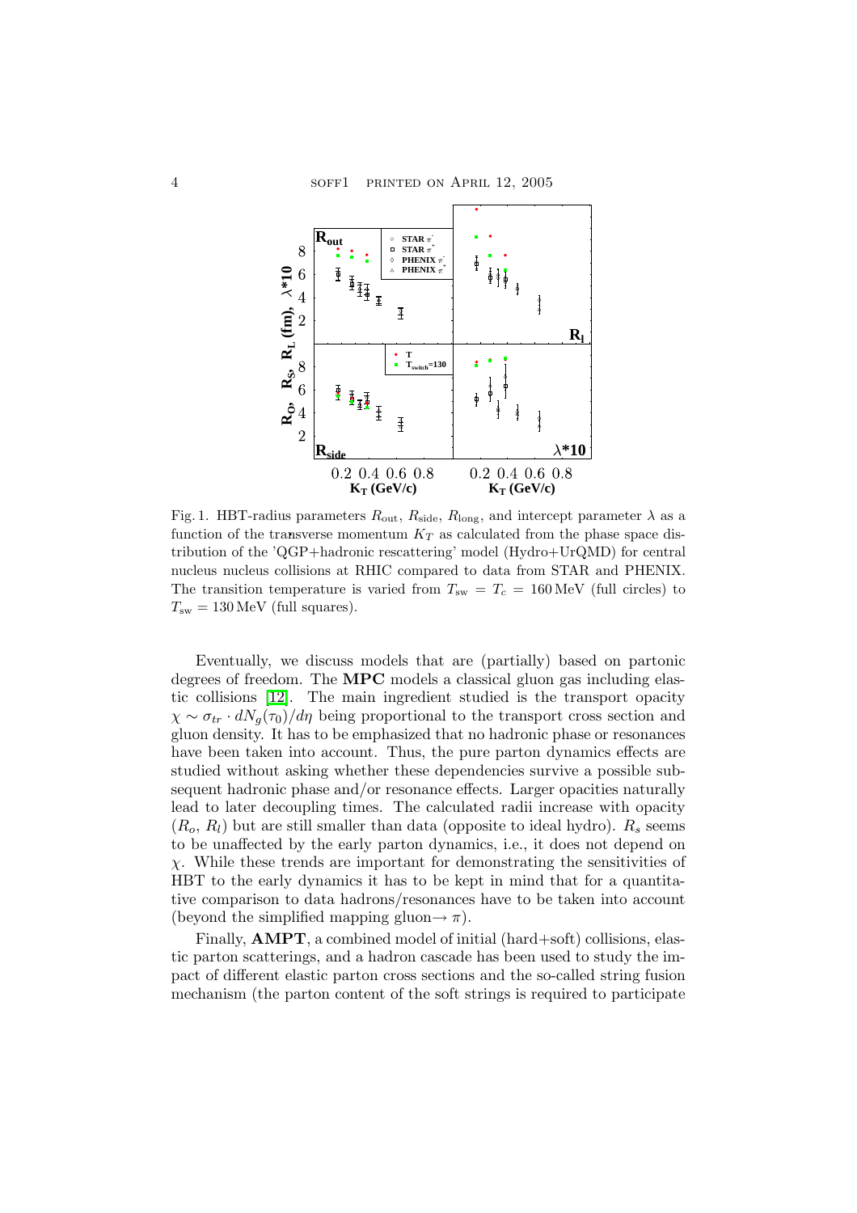Fig. 1. HBT-radius parameters $R_{\rm out}$, $R_{\rm side}$, $R_{\rm long}$, and intercept parameter $\lambda$ as a function of the transverse momentum $K_T$ as calculated from the phase space distribution of the 'QGP+hadronic rescattering' model (Hydro+UrQMD) for central nucleus nucleus collisions at RHIC compared to data from STAR and PHENIX. The transition temperature is varied from $T_{\rm sw} = T_c = 160\,$MeV (full circles) to $T_{\rm sw} = 130\,$MeV (full squares).

Eventually, we discuss models that are (partially) based on partonic degrees of freedom. The **MPC** models a classical gluon gas including elastic collisions [12]. The main ingredient studied is the transport opacity $\chi \sim \sigma_{tr} \cdot dN_g(\tau_0)/d\eta$ being proportional to the transport cross section and gluon density. It has to be emphasized that no hadronic phase or resonances have been taken into account. Thus, the pure parton dynamics effects are studied without asking whether these dependencies survive a possible subsequent hadronic phase and/or resonance effects. Larger opacities naturally lead to later decoupling times. The calculated radii increase with opacity ($R_o$, $R_l$) but are still smaller than data (opposite to ideal hydro). $R_s$ seems to be unaffected by the early parton dynamics, i.e., it does not depend on $\chi$. While these trends are important for demonstrating the sensitivities of HBT to the early dynamics it has to be kept in mind that for a quantitative comparison to data hadrons/resonances have to be taken into account (beyond the simplified mapping gluon$\rightarrow \pi$).

Finally, **AMPT**, a combined model of initial (hard+soft) collisions, elastic parton scatterings, and a hadron cascade has been used to study the impact of different elastic parton cross sections and the so-called string fusion mechanism (the parton content of the soft strings is required to participate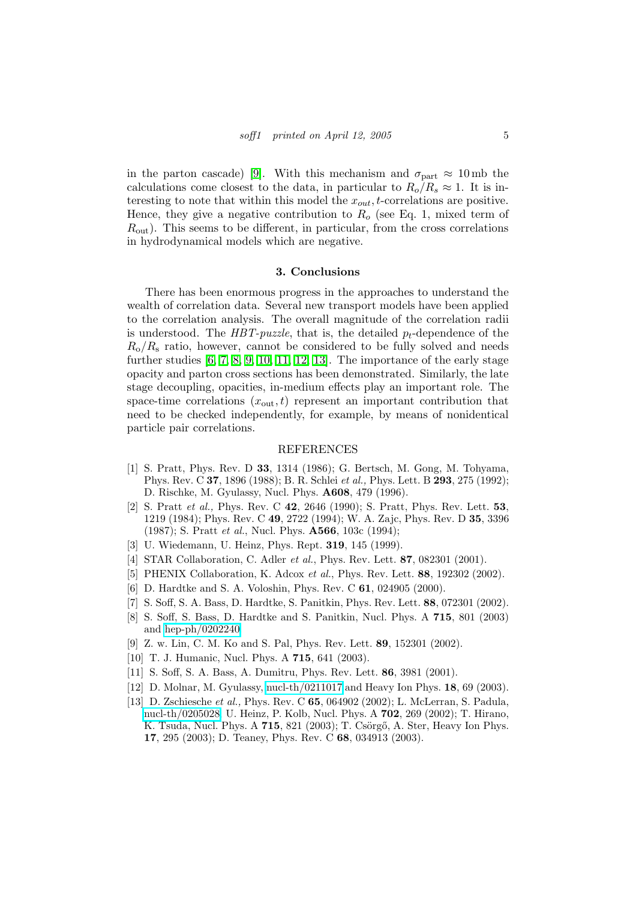in the parton cascade) [9]. With this mechanism and $\sigma_{\mathrm{part}} \approx 10\,\mathrm{mb}$ the calculations come closest to the data, in particular to $R_o/R_s \approx 1$. It is interesting to note that within this model the $x_{out}, t$-correlations are positive. Hence, they give a negative contribution to $R_o$ (see Eq. 1, mixed term of $R_{\mathrm{out}}$). This seems to be different, in particular, from the cross correlations in hydrodynamical models which are negative.

## 3. Conclusions

There has been enormous progress in the approaches to understand the wealth of correlation data. Several new transport models have been applied to the correlation analysis. The overall magnitude of the correlation radii is understood. The *HBT-puzzle*, that is, the detailed $p_t$-dependence of the $R_{\mathrm{o}}/R_{\mathrm{s}}$ ratio, however, cannot be considered to be fully solved and needs further studies [6, 7, 8, 9, 10, 11, 12, 13]. The importance of the early stage opacity and parton cross sections has been demonstrated. Similarly, the late stage decoupling, opacities, in-medium effects play an important role. The space-time correlations $(x_{\mathrm{out}}, t)$ represent an important contribution that need to be checked independently, for example, by means of nonidentical particle pair correlations.

## REFERENCES

[1] S. Pratt, Phys. Rev. D **33**, 1314 (1986); G. Bertsch, M. Gong, M. Tohyama, Phys. Rev. C **37**, 1896 (1988); B. R. Schlei *et al.,* Phys. Lett. B **293**, 275 (1992); D. Rischke, M. Gyulassy, Nucl. Phys. **A608**, 479 (1996).

[2] S. Pratt *et al.,* Phys. Rev. C **42**, 2646 (1990); S. Pratt, Phys. Rev. Lett. **53**, 1219 (1984); Phys. Rev. C **49**, 2722 (1994); W. A. Zajc, Phys. Rev. D **35**, 3396 (1987); S. Pratt *et al.*, Nucl. Phys. **A566**, 103c (1994);

[3] U. Wiedemann, U. Heinz, Phys. Rept. **319**, 145 (1999).

[4] STAR Collaboration, C. Adler *et al.*, Phys. Rev. Lett. **87**, 082301 (2001).

[5] PHENIX Collaboration, K. Adcox *et al.*, Phys. Rev. Lett. **88**, 192302 (2002).

[6] D. Hardtke and S. A. Voloshin, Phys. Rev. C **61**, 024905 (2000).

[7] S. Soff, S. A. Bass, D. Hardtke, S. Panitkin, Phys. Rev. Lett. **88**, 072301 (2002).

[8] S. Soff, S. Bass, D. Hardtke and S. Panitkin, Nucl. Phys. A **715**, 801 (2003) and hep-ph/0202240.

[9] Z. w. Lin, C. M. Ko and S. Pal, Phys. Rev. Lett. **89**, 152301 (2002).

[10] T. J. Humanic, Nucl. Phys. A **715**, 641 (2003).

[11] S. Soff, S. A. Bass, A. Dumitru, Phys. Rev. Lett. **86**, 3981 (2001).

[12] D. Molnar, M. Gyulassy, nucl-th/0211017 and Heavy Ion Phys. **18**, 69 (2003).

[13] D. Zschiesche *et al.,* Phys. Rev. C **65**, 064902 (2002); L. McLerran, S. Padula, nucl-th/0205028; U. Heinz, P. Kolb, Nucl. Phys. A **702**, 269 (2002); T. Hirano, K. Tsuda, Nucl. Phys. A **715**, 821 (2003); T. Csörgő, A. Ster, Heavy Ion Phys. **17**, 295 (2003); D. Teaney, Phys. Rev. C **68**, 034913 (2003).